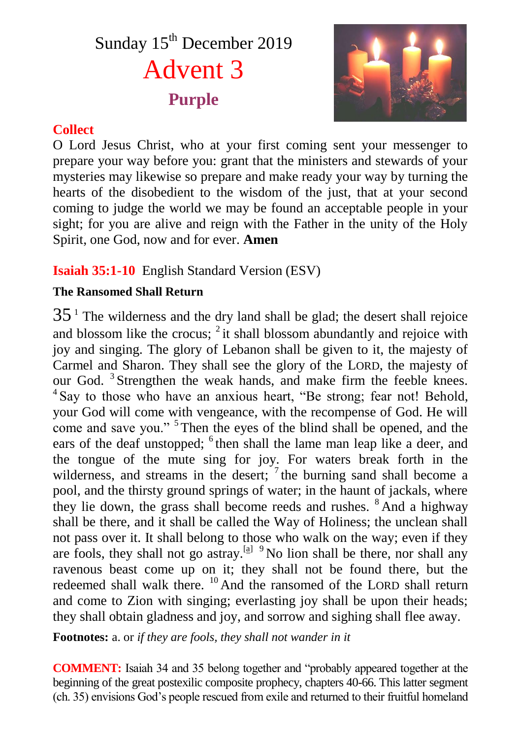# Sunday 15th December 2019

# Advent 3

**Purple**

## Collect

O Lord Jesus Christ, who at your first coming sent your messenger to prepare your way before you: grant that the ministers and stewards of your mysteries may likewise so prepare and make ready your way by turning the hearts of the disobedient to the wisdom of the just, that at your second coming to judge the world we may be found an acceptable people in your sight; for you are alive and reign with the Father in the unity of the Holy Spirit, one God, now and for ever. **Amen**

## Isaiah 35:1-10 English Standard Version (ESV)

**The Ransomed Shall Return**

35 [1] The wilderness and the dry land shall be glad; the desert shall rejoice and blossom like the crocus; [2] it shall blossom abundantly and rejoice with joy and singing. The glory of Lebanon shall be given to it, the majesty of Carmel and Sharon. They shall see the glory of the LORD, the majesty of our God. [3] Strengthen the weak hands, and make firm the feeble knees. [4] Say to those who have an anxious heart, "Be strong; fear not! Behold, your God will come with vengeance, with the recompense of God. He will come and save you." [5] Then the eyes of the blind shall be opened, and the ears of the deaf unstopped; [6] then shall the lame man leap like a deer, and the tongue of the mute sing for joy. For waters break forth in the wilderness, and streams in the desert; [7] the burning sand shall become a pool, and the thirsty ground springs of water; in the haunt of jackals, where they lie down, the grass shall become reeds and rushes. [8] And a highway shall be there, and it shall be called the Way of Holiness; the unclean shall not pass over it. It shall belong to those who walk on the way; even if they are fools, they shall not go astray.[a] [9] No lion shall be there, nor shall any ravenous beast come up on it; they shall not be found there, but the redeemed shall walk there. [10] And the ransomed of the LORD shall return and come to Zion with singing; everlasting joy shall be upon their heads; they shall obtain gladness and joy, and sorrow and sighing shall flee away.

**Footnotes:** a. or *if they are fools, they shall not wander in it*

**COMMENT:** Isaiah 34 and 35 belong together and "probably appeared together at the beginning of the great postexilic composite prophecy, chapters 40-66. This latter segment (ch. 35) envisions God's people rescued from exile and returned to their fruitful homeland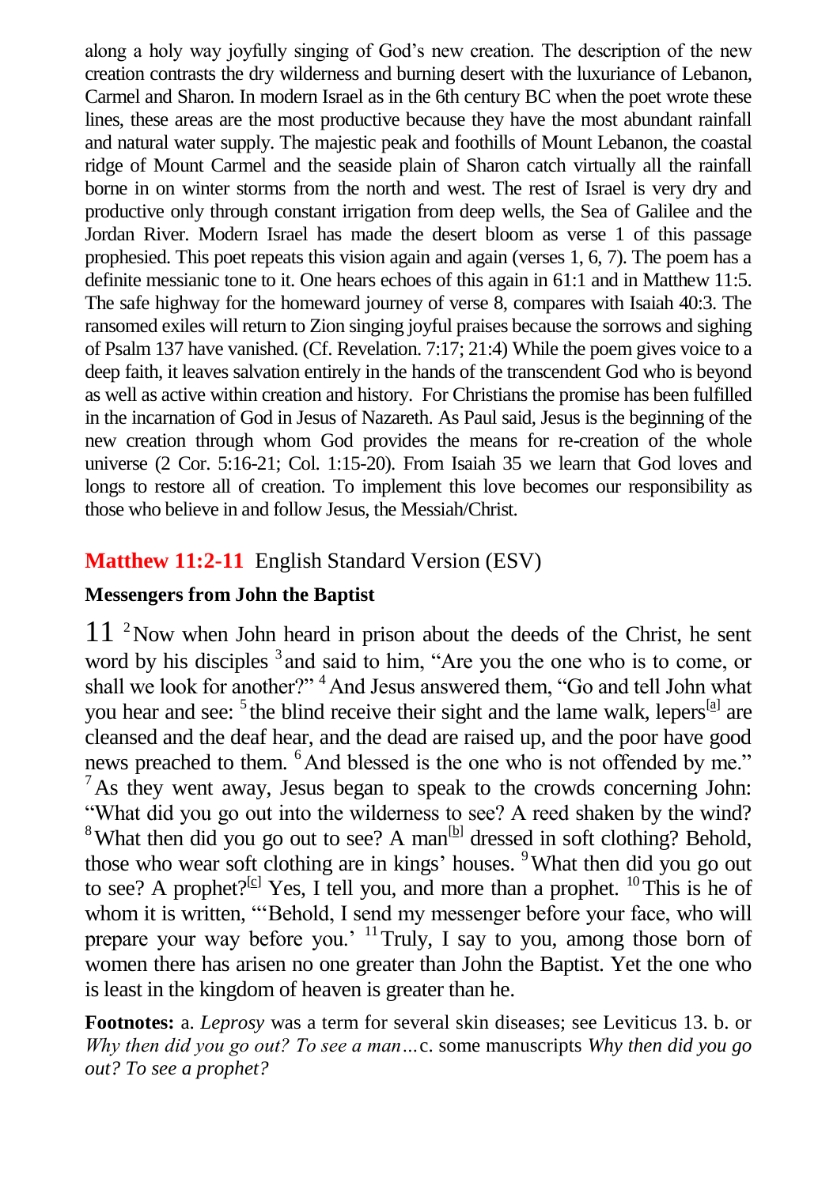along a holy way joyfully singing of God's new creation. The description of the new creation contrasts the dry wilderness and burning desert with the luxuriance of Lebanon, Carmel and Sharon. In modern Israel as in the 6th century BC when the poet wrote these lines, these areas are the most productive because they have the most abundant rainfall and natural water supply. The majestic peak and foothills of Mount Lebanon, the coastal ridge of Mount Carmel and the seaside plain of Sharon catch virtually all the rainfall borne in on winter storms from the north and west. The rest of Israel is very dry and productive only through constant irrigation from deep wells, the Sea of Galilee and the Jordan River. Modern Israel has made the desert bloom as verse 1 of this passage prophesied. This poet repeats this vision again and again (verses 1, 6, 7). The poem has a definite messianic tone to it. One hears echoes of this again in 61:1 and in Matthew 11:5. The safe highway for the homeward journey of verse 8, compares with Isaiah 40:3. The ransomed exiles will return to Zion singing joyful praises because the sorrows and sighing of Psalm 137 have vanished. (Cf. Revelation. 7:17; 21:4) While the poem gives voice to a deep faith, it leaves salvation entirely in the hands of the transcendent God who is beyond as well as active within creation and history. For Christians the promise has been fulfilled in the incarnation of God in Jesus of Nazareth. As Paul said, Jesus is the beginning of the new creation through whom God provides the means for re-creation of the whole universe (2 Cor. 5:16-21; Col. 1:15-20). From Isaiah 35 we learn that God loves and longs to restore all of creation. To implement this love becomes our responsibility as those who believe in and follow Jesus, the Messiah/Christ.

## **Matthew 11:2-11** English Standard Version (ESV)

**Messengers from John the Baptist**

11 [2] Now when John heard in prison about the deeds of the Christ, he sent word by his disciples [3] and said to him, "Are you the one who is to come, or shall we look for another?" [4] And Jesus answered them, "Go and tell John what you hear and see: [5] the blind receive their sight and the lame walk, lepers[a] are cleansed and the deaf hear, and the dead are raised up, and the poor have good news preached to them. [6] And blessed is the one who is not offended by me." [7] As they went away, Jesus began to speak to the crowds concerning John: "What did you go out into the wilderness to see? A reed shaken by the wind? [8] What then did you go out to see? A man[b] dressed in soft clothing? Behold, those who wear soft clothing are in kings' houses. [9] What then did you go out to see? A prophet?[c] Yes, I tell you, and more than a prophet. [10] This is he of whom it is written, "'Behold, I send my messenger before your face, who will prepare your way before you.' [11] Truly, I say to you, among those born of women there has arisen no one greater than John the Baptist. Yet the one who is least in the kingdom of heaven is greater than he.

**Footnotes:** a. *Leprosy* was a term for several skin diseases; see Leviticus 13. b. or *Why then did you go out? To see a man…* c. some manuscripts *Why then did you go out? To see a prophet?*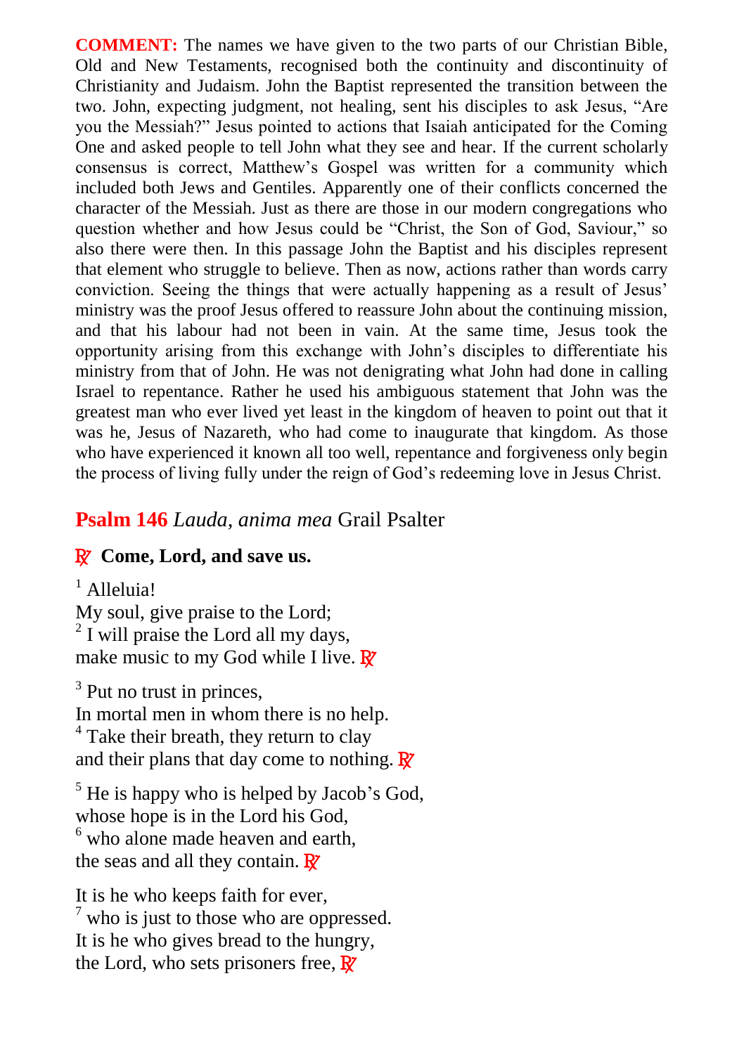**COMMENT:** The names we have given to the two parts of our Christian Bible, Old and New Testaments, recognised both the continuity and discontinuity of Christianity and Judaism. John the Baptist represented the transition between the two. John, expecting judgment, not healing, sent his disciples to ask Jesus, "Are you the Messiah?" Jesus pointed to actions that Isaiah anticipated for the Coming One and asked people to tell John what they see and hear. If the current scholarly consensus is correct, Matthew's Gospel was written for a community which included both Jews and Gentiles. Apparently one of their conflicts concerned the character of the Messiah. Just as there are those in our modern congregations who question whether and how Jesus could be "Christ, the Son of God, Saviour," so also there were then. In this passage John the Baptist and his disciples represent that element who struggle to believe. Then as now, actions rather than words carry conviction. Seeing the things that were actually happening as a result of Jesus' ministry was the proof Jesus offered to reassure John about the continuing mission, and that his labour had not been in vain. At the same time, Jesus took the opportunity arising from this exchange with John's disciples to differentiate his ministry from that of John. He was not denigrating what John had done in calling Israel to repentance. Rather he used his ambiguous statement that John was the greatest man who ever lived yet least in the kingdom of heaven to point out that it was he, Jesus of Nazareth, who had come to inaugurate that kingdom. As those who have experienced it known all too well, repentance and forgiveness only begin the process of living fully under the reign of God's redeeming love in Jesus Christ.

## Psalm 146 *Lauda, anima mea* Grail Psalter

**℟ Come, Lord, and save us.**

[1] Alleluia!
My soul, give praise to the Lord;
[2] I will praise the Lord all my days,
make music to my God while I live. ℟

[3] Put no trust in princes,
In mortal men in whom there is no help.
[4] Take their breath, they return to clay
and their plans that day come to nothing. ℟

[5] He is happy who is helped by Jacob's God,
whose hope is in the Lord his God,
[6] who alone made heaven and earth,
the seas and all they contain. ℟

It is he who keeps faith for ever,
[7] who is just to those who are oppressed.
It is he who gives bread to the hungry,
the Lord, who sets prisoners free, ℟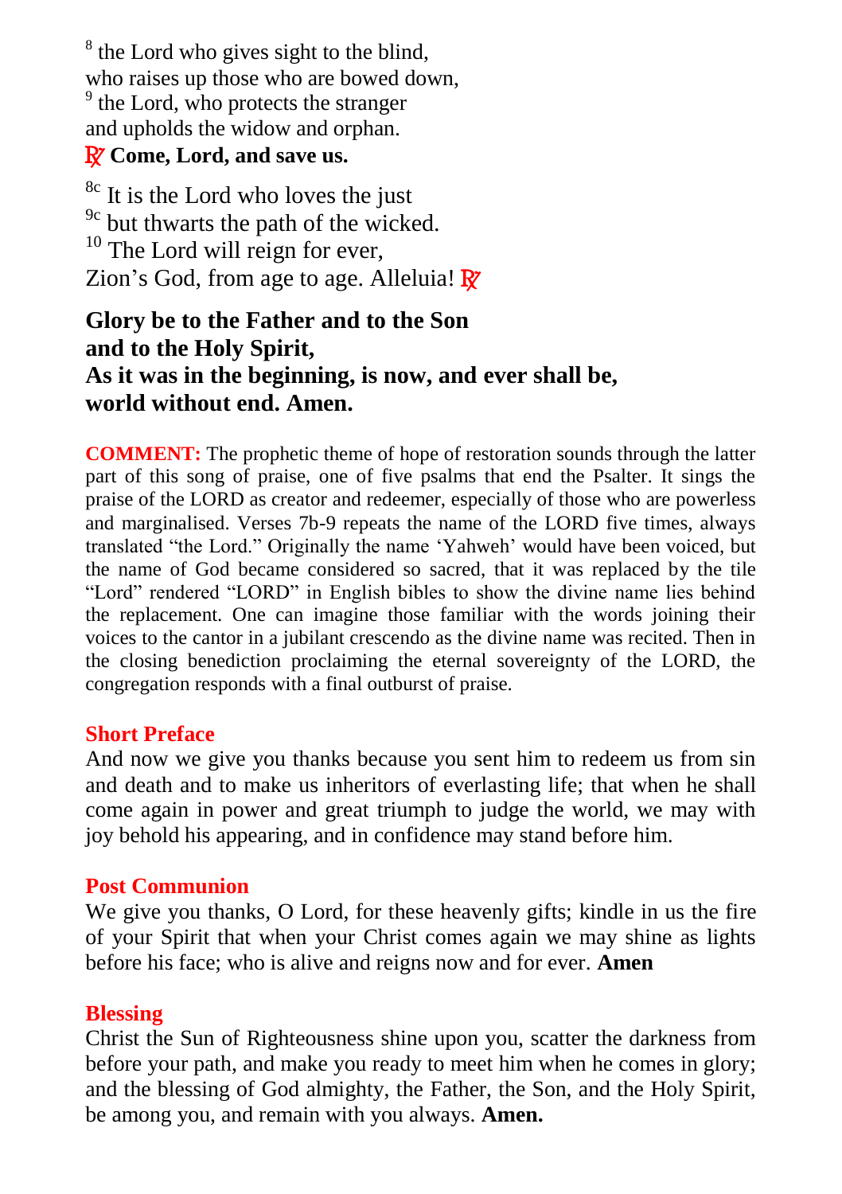[8] the Lord who gives sight to the blind,
who raises up those who are bowed down,
[9] the Lord, who protects the stranger
and upholds the widow and orphan.
℟ **Come, Lord, and save us.**

[8c] It is the Lord who loves the just
[9c] but thwarts the path of the wicked.
[10] The Lord will reign for ever,
Zion's God, from age to age. Alleluia! ℟

**Glory be to the Father and to the Son
and to the Holy Spirit,
As it was in the beginning, is now, and ever shall be,
world without end. Amen.**

**COMMENT:** The prophetic theme of hope of restoration sounds through the latter part of this song of praise, one of five psalms that end the Psalter. It sings the praise of the LORD as creator and redeemer, especially of those who are powerless and marginalised. Verses 7b-9 repeats the name of the LORD five times, always translated "the Lord." Originally the name 'Yahweh' would have been voiced, but the name of God became considered so sacred, that it was replaced by the tile "Lord" rendered "LORD" in English bibles to show the divine name lies behind the replacement. One can imagine those familiar with the words joining their voices to the cantor in a jubilant crescendo as the divine name was recited. Then in the closing benediction proclaiming the eternal sovereignty of the LORD, the congregation responds with a final outburst of praise.

## Short Preface

And now we give you thanks because you sent him to redeem us from sin and death and to make us inheritors of everlasting life; that when he shall come again in power and great triumph to judge the world, we may with joy behold his appearing, and in confidence may stand before him.

## Post Communion

We give you thanks, O Lord, for these heavenly gifts; kindle in us the fire of your Spirit that when your Christ comes again we may shine as lights before his face; who is alive and reigns now and for ever. **Amen**

## Blessing

Christ the Sun of Righteousness shine upon you, scatter the darkness from before your path, and make you ready to meet him when he comes in glory; and the blessing of God almighty, the Father, the Son, and the Holy Spirit, be among you, and remain with you always. **Amen.**